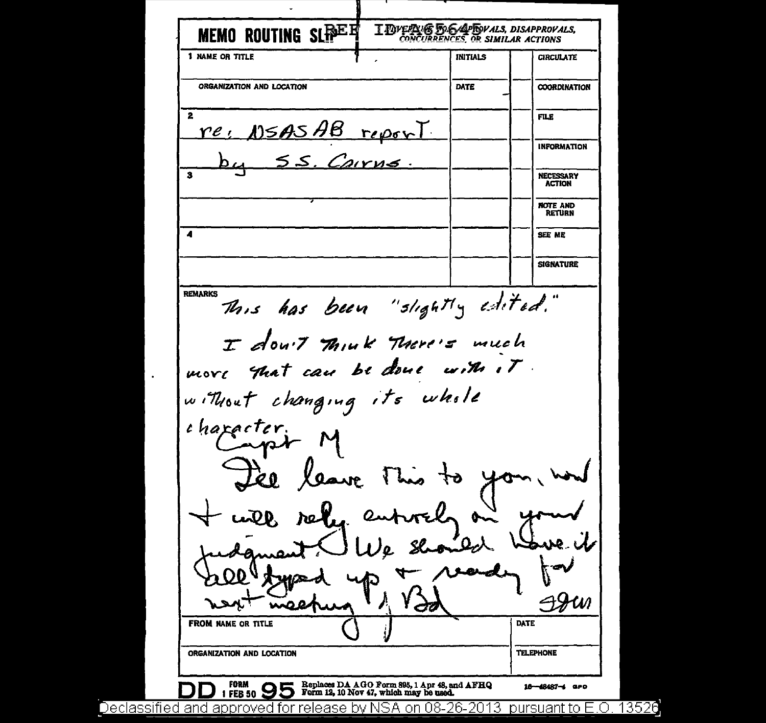**MEMO ROUTING SLIP** REF ID:A65645 NEVER USE FOR APPROVALS, DISAPPROVALS, CONCURRENCES, OR SIMILAR ACTIONS

| 1 NAME OR TITLE | INITIALS | | CIRCULATE |
|---|---|---|---|
| ORGANIZATION AND LOCATION | DATE | | COORDINATION |
| 2 re: NSASAB report | | | FILE |
| by S.S. Cairns. | | | INFORMATION |
| 3 | | | NECESSARY ACTION |
| | | | NOTE AND RETURN |
| 4 | | | SEE ME |
| | | | SIGNATURE |

REMARKS

This has been "slightly edited."

I don't think there's much more that can be done with it without changing its whole character.

Capt M

I'll leave this to you, now & will rely entirely on your judgment. We should have it all typed up & ready for next meeting. / Bd

JJM

| FROM NAME OR TITLE | DATE |
|---|---|
| ORGANIZATION AND LOCATION | TELEPHONE |

DD FORM 1 FEB 50 95 Replaces DA AGO Form 895, 1 Apr 48, and AFHQ Form 12, 10 Nov 47, which may be used. 16—48487-4 GPO

Declassified and approved for release by NSA on 08-26-2013 pursuant to E.O. 13526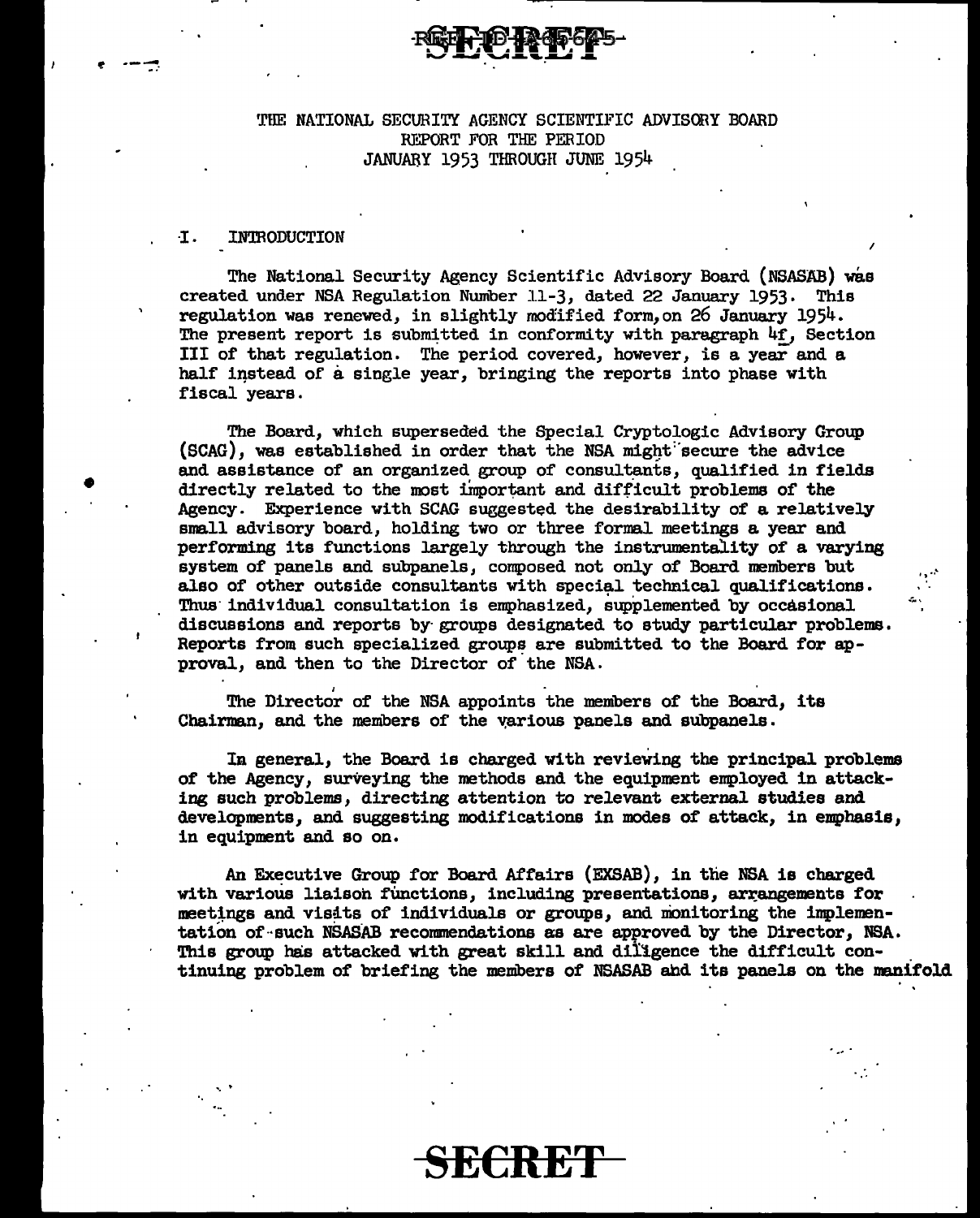THE NATIONAL SECURITY AGENCY SCIENTIFIC ADVISORY BOARD
REPORT FOR THE PERIOD
JANUARY 1953 THROUGH JUNE 1954

## I. INTRODUCTION

The National Security Agency Scientific Advisory Board (NSASAB) was created under NSA Regulation Number 11-3, dated 22 January 1953. This regulation was renewed, in slightly modified form, on 26 January 1954. The present report is submitted in conformity with paragraph 4f, Section III of that regulation. The period covered, however, is a year and a half instead of a single year, bringing the reports into phase with fiscal years.

The Board, which superseded the Special Cryptologic Advisory Group (SCAG), was established in order that the NSA might secure the advice and assistance of an organized group of consultants, qualified in fields directly related to the most important and difficult problems of the Agency. Experience with SCAG suggested the desirability of a relatively small advisory board, holding two or three formal meetings a year and performing its functions largely through the instrumentality of a varying system of panels and subpanels, composed not only of Board members but also of other outside consultants with special technical qualifications. Thus individual consultation is emphasized, supplemented by occasional discussions and reports by groups designated to study particular problems. Reports from such specialized groups are submitted to the Board for approval, and then to the Director of the NSA.

The Director of the NSA appoints the members of the Board, its Chairman, and the members of the various panels and subpanels.

In general, the Board is charged with reviewing the principal problems of the Agency, surveying the methods and the equipment employed in attacking such problems, directing attention to relevant external studies and developments, and suggesting modifications in modes of attack, in emphasis, in equipment and so on.

An Executive Group for Board Affairs (EXSAB), in the NSA is charged with various liaison functions, including presentations, arrangements for meetings and visits of individuals or groups, and monitoring the implementation of such NSASAB recommendations as are approved by the Director, NSA. This group has attacked with great skill and diligence the difficult continuing problem of briefing the members of NSASAB and its panels on the manifold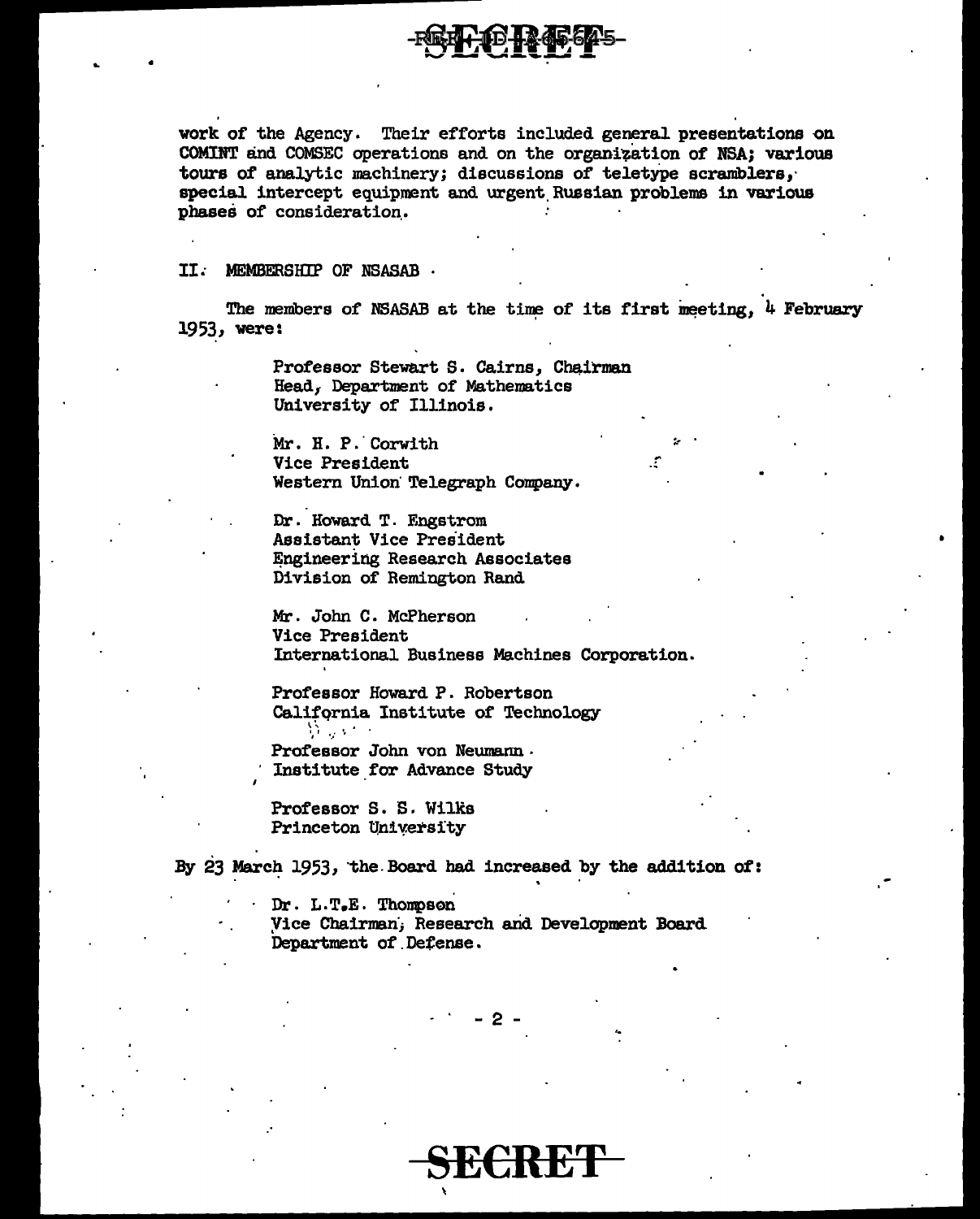work of the Agency. Their efforts included general presentations on COMINT and COMSEC operations and on the organization of NSA; various tours of analytic machinery; discussions of teletype scramblers, special intercept equipment and urgent Russian problems in various phases of consideration.

## II. MEMBERSHIP OF NSASAB

The members of NSASAB at the time of its first meeting, 4 February 1953, were:

> Professor Stewart S. Cairns, Chairman
> Head, Department of Mathematics
> University of Illinois.
>
> Mr. H. P. Corwith
> Vice President
> Western Union Telegraph Company.
>
> Dr. Howard T. Engstrom
> Assistant Vice President
> Engineering Research Associates
> Division of Remington Rand
>
> Mr. John C. McPherson
> Vice President
> International Business Machines Corporation.
>
> Professor Howard P. Robertson
> California Institute of Technology
>
> Professor John von Neumann
> Institute for Advance Study
>
> Professor S. S. Wilks
> Princeton University

By 23 March 1953, the Board had increased by the addition of:

> Dr. L.T.E. Thompson
> Vice Chairman, Research and Development Board
> Department of Defense.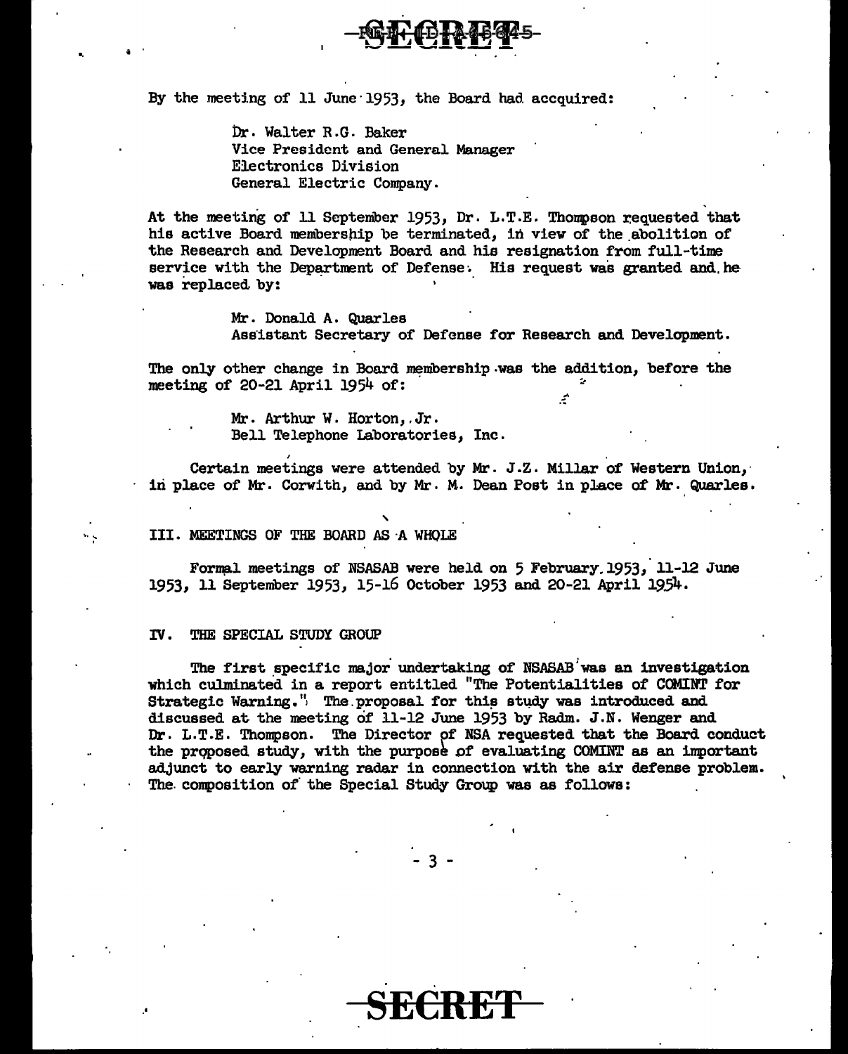By the meeting of 11 June 1953, the Board had accquired:

> Dr. Walter R.G. Baker
> Vice President and General Manager
> Electronics Division
> General Electric Company.

At the meeting of 11 September 1953, Dr. L.T.E. Thompson requested that his active Board membership be terminated, in view of the abolition of the Research and Development Board and his resignation from full-time service with the Department of Defense. His request was granted and he was replaced by:

> Mr. Donald A. Quarles
> Assistant Secretary of Defense for Research and Development.

The only other change in Board membership was the addition, before the meeting of 20-21 April 1954 of:

> Mr. Arthur W. Horton, Jr.
> Bell Telephone Laboratories, Inc.

Certain meetings were attended by Mr. J.Z. Millar of Western Union, in place of Mr. Corwith, and by Mr. M. Dean Post in place of Mr. Quarles.

## III. MEETINGS OF THE BOARD AS A WHOLE

Formal meetings of NSASAB were held on 5 February 1953, 11-12 June 1953, 11 September 1953, 15-16 October 1953 and 20-21 April 1954.

## IV. THE SPECIAL STUDY GROUP

The first specific major undertaking of NSASAB was an investigation which culminated in a report entitled "The Potentialities of COMINT for Strategic Warning." The proposal for this study was introduced and discussed at the meeting of 11-12 June 1953 by Radm. J.N. Wenger and Dr. L.T.E. Thompson. The Director of NSA requested that the Board conduct the proposed study, with the purpose of evaluating COMINT as an important adjunct to early warning radar in connection with the air defense problem. The composition of the Special Study Group was as follows: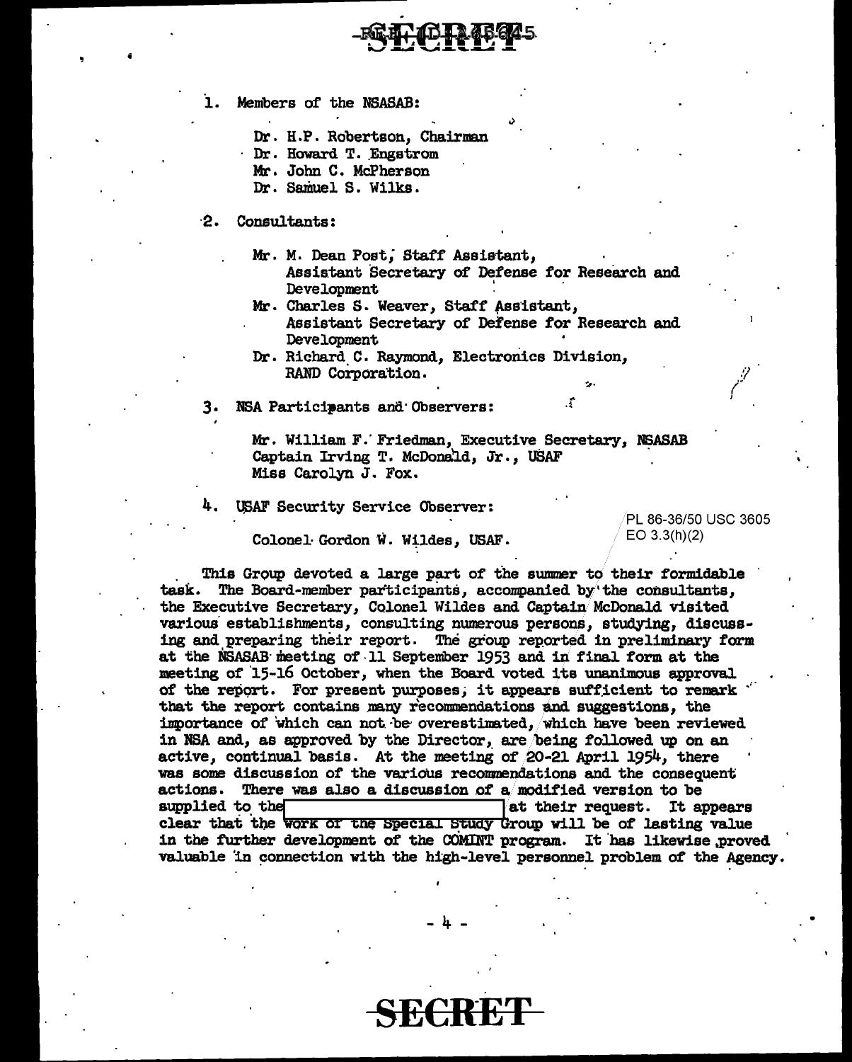1. Members of the NSASAB:

   Dr. H.P. Robertson, Chairman
   Dr. Howard T. Engstrom
   Mr. John C. McPherson
   Dr. Samuel S. Wilks.

2. Consultants:

   Mr. M. Dean Post, Staff Assistant, Assistant Secretary of Defense for Research and Development
   Mr. Charles S. Weaver, Staff Assistant, Assistant Secretary of Defense for Research and Development
   Dr. Richard C. Raymond, Electronics Division, RAND Corporation.

3. NSA Participants and Observers:

   Mr. William F. Friedman, Executive Secretary, NSASAB
   Captain Irving T. McDonald, Jr., USAF
   Miss Carolyn J. Fox.

4. USAF Security Service Observer:

   Colonel Gordon W. Wildes, USAF.

PL 86-36/50 USC 3605
EO 3.3(h)(2)

This Group devoted a large part of the summer to their formidable task. The Board-member participants, accompanied by the consultants, the Executive Secretary, Colonel Wildes and Captain McDonald visited various establishments, consulting numerous persons, studying, discussing and preparing their report. The group reported in preliminary form at the NSASAB meeting of 11 September 1953 and in final form at the meeting of 15-16 October, when the Board voted its unanimous approval of the report. For present purposes, it appears sufficient to remark that the report contains many recommendations and suggestions, the importance of which can not be overestimated, which have been reviewed in NSA and, as approved by the Director, are being followed up on an active, continual basis. At the meeting of 20-21 April 1954, there was some discussion of the various recommendations and the consequent actions. There was also a discussion of a modified version to be supplied to the [REDACTED] at their request. It appears clear that the work of the Special Study Group will be of lasting value in the further development of the COMINT program. It has likewise proved valuable in connection with the high-level personnel problem of the Agency.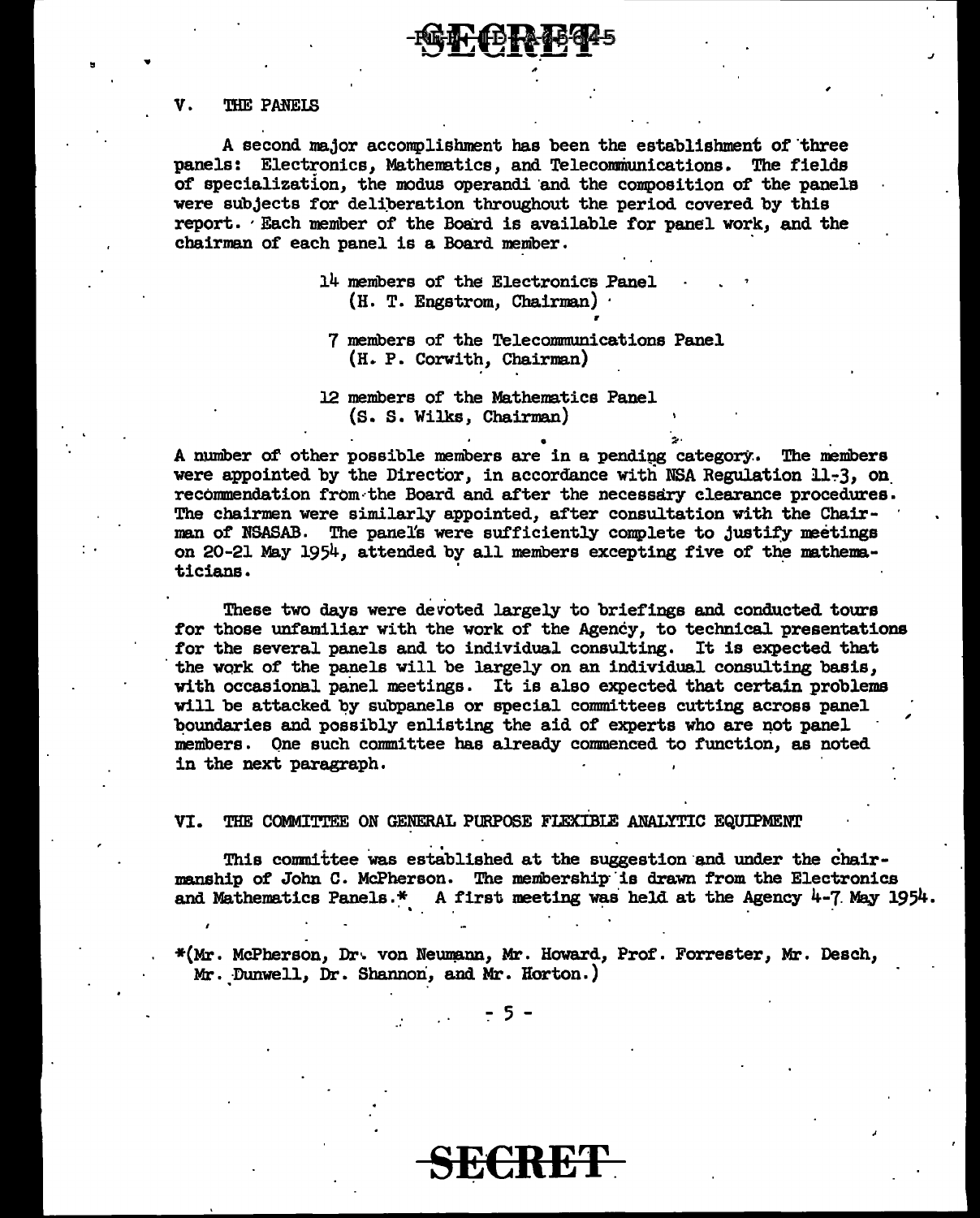## V. THE PANELS

A second major accomplishment has been the establishment of three panels: Electronics, Mathematics, and Telecommunications. The fields of specialization, the modus operandi and the composition of the panels were subjects for deliberation throughout the period covered by this report. Each member of the Board is available for panel work, and the chairman of each panel is a Board member.

> 14 members of the Electronics Panel
> (H. T. Engstrom, Chairman)
>
> 7 members of the Telecommunications Panel
> (H. P. Corwith, Chairman)
>
> 12 members of the Mathematics Panel
> (S. S. Wilks, Chairman)

A number of other possible members are in a pending category. The members were appointed by the Director, in accordance with NSA Regulation 11-3, on recommendation from the Board and after the necessary clearance procedures. The chairmen were similarly appointed, after consultation with the Chairman of NSASAB. The panels were sufficiently complete to justify meetings on 20-21 May 1954, attended by all members excepting five of the mathematicians.

These two days were devoted largely to briefings and conducted tours for those unfamiliar with the work of the Agency, to technical presentations for the several panels and to individual consulting. It is expected that the work of the panels will be largely on an individual consulting basis, with occasional panel meetings. It is also expected that certain problems will be attacked by subpanels or special committees cutting across panel boundaries and possibly enlisting the aid of experts who are not panel members. One such committee has already commenced to function, as noted in the next paragraph.

## VI. THE COMMITTEE ON GENERAL PURPOSE FLEXIBLE ANALYTIC EQUIPMENT

This committee was established at the suggestion and under the chairmanship of John C. McPherson. The membership is drawn from the Electronics and Mathematics Panels.* A first meeting was held at the Agency 4-7 May 1954.

*(Mr. McPherson, Dr. von Neumann, Mr. Howard, Prof. Forrester, Mr. Desch, Mr. Dunwell, Dr. Shannon, and Mr. Horton.)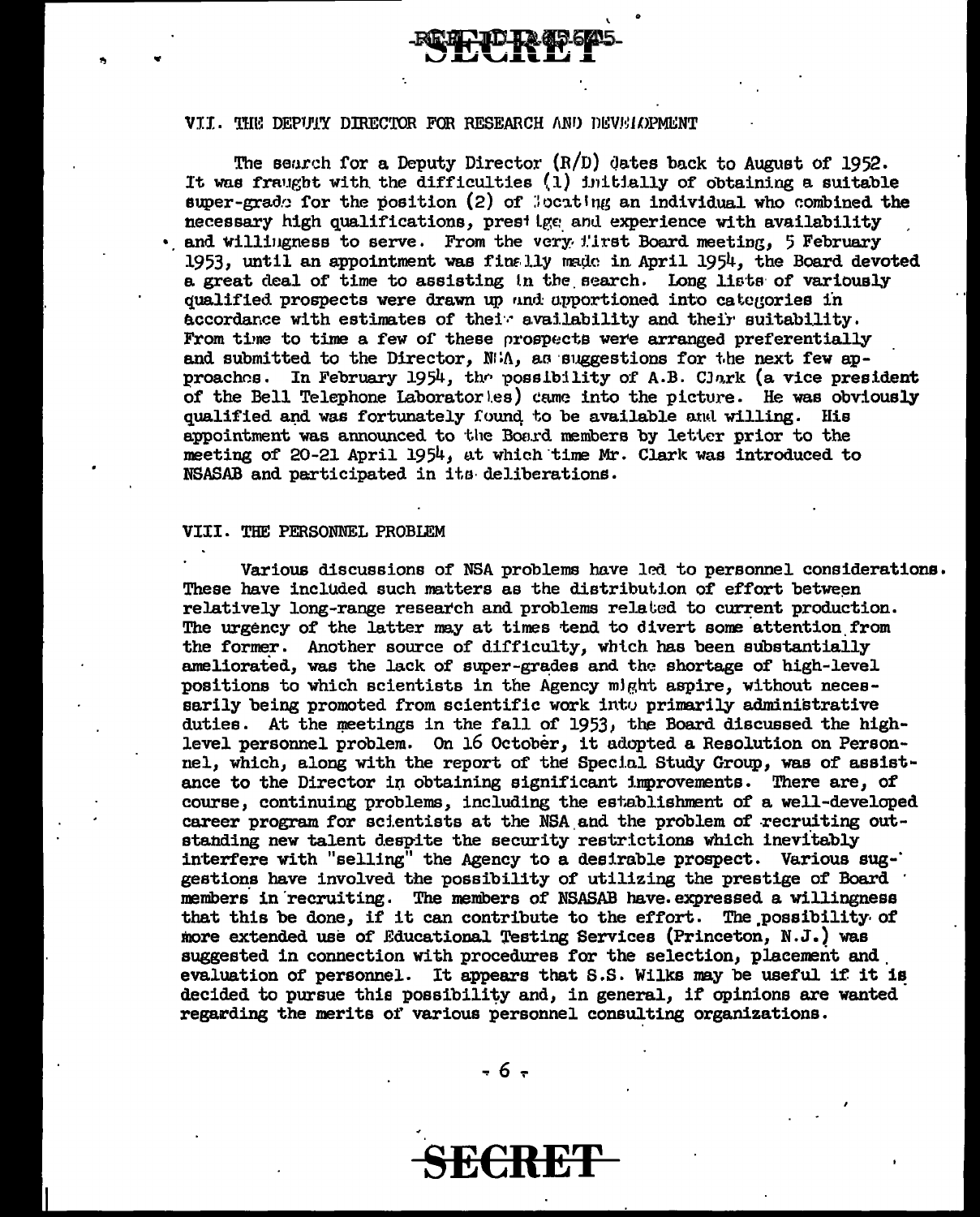## VII. THE DEPUTY DIRECTOR FOR RESEARCH AND DEVELOPMENT

The search for a Deputy Director (R/D) dates back to August of 1952. It was fraught with the difficulties (1) initially of obtaining a suitable super-grade for the position (2) of locating an individual who combined the necessary high qualifications, prestige and experience with availability and willingness to serve. From the very first Board meeting, 5 February 1953, until an appointment was finally made in April 1954, the Board devoted a great deal of time to assisting in the search. Long lists of variously qualified prospects were drawn up and apportioned into categories in accordance with estimates of their availability and their suitability. From time to time a few of these prospects were arranged preferentially and submitted to the Director, NSA, as suggestions for the next few approaches. In February 1954, the possibility of A.B. Clark (a vice president of the Bell Telephone Laboratories) came into the picture. He was obviously qualified and was fortunately found to be available and willing. His appointment was announced to the Board members by letter prior to the meeting of 20-21 April 1954, at which time Mr. Clark was introduced to NSASAB and participated in its deliberations.

## VIII. THE PERSONNEL PROBLEM

Various discussions of NSA problems have led to personnel considerations. These have included such matters as the distribution of effort between relatively long-range research and problems related to current production. The urgency of the latter may at times tend to divert some attention from the former. Another source of difficulty, which has been substantially ameliorated, was the lack of super-grades and the shortage of high-level positions to which scientists in the Agency might aspire, without necessarily being promoted from scientific work into primarily administrative duties. At the meetings in the fall of 1953, the Board discussed the high-level personnel problem. On 16 October, it adopted a Resolution on Personnel, which, along with the report of the Special Study Group, was of assistance to the Director in obtaining significant improvements. There are, of course, continuing problems, including the establishment of a well-developed career program for scientists at the NSA and the problem of recruiting outstanding new talent despite the security restrictions which inevitably interfere with "selling" the Agency to a desirable prospect. Various suggestions have involved the possibility of utilizing the prestige of Board members in recruiting. The members of NSASAB have expressed a willingness that this be done, if it can contribute to the effort. The possibility of more extended use of Educational Testing Services (Princeton, N.J.) was suggested in connection with procedures for the selection, placement and evaluation of personnel. It appears that S.S. Wilks may be useful if it is decided to pursue this possibility and, in general, if opinions are wanted regarding the merits of various personnel consulting organizations.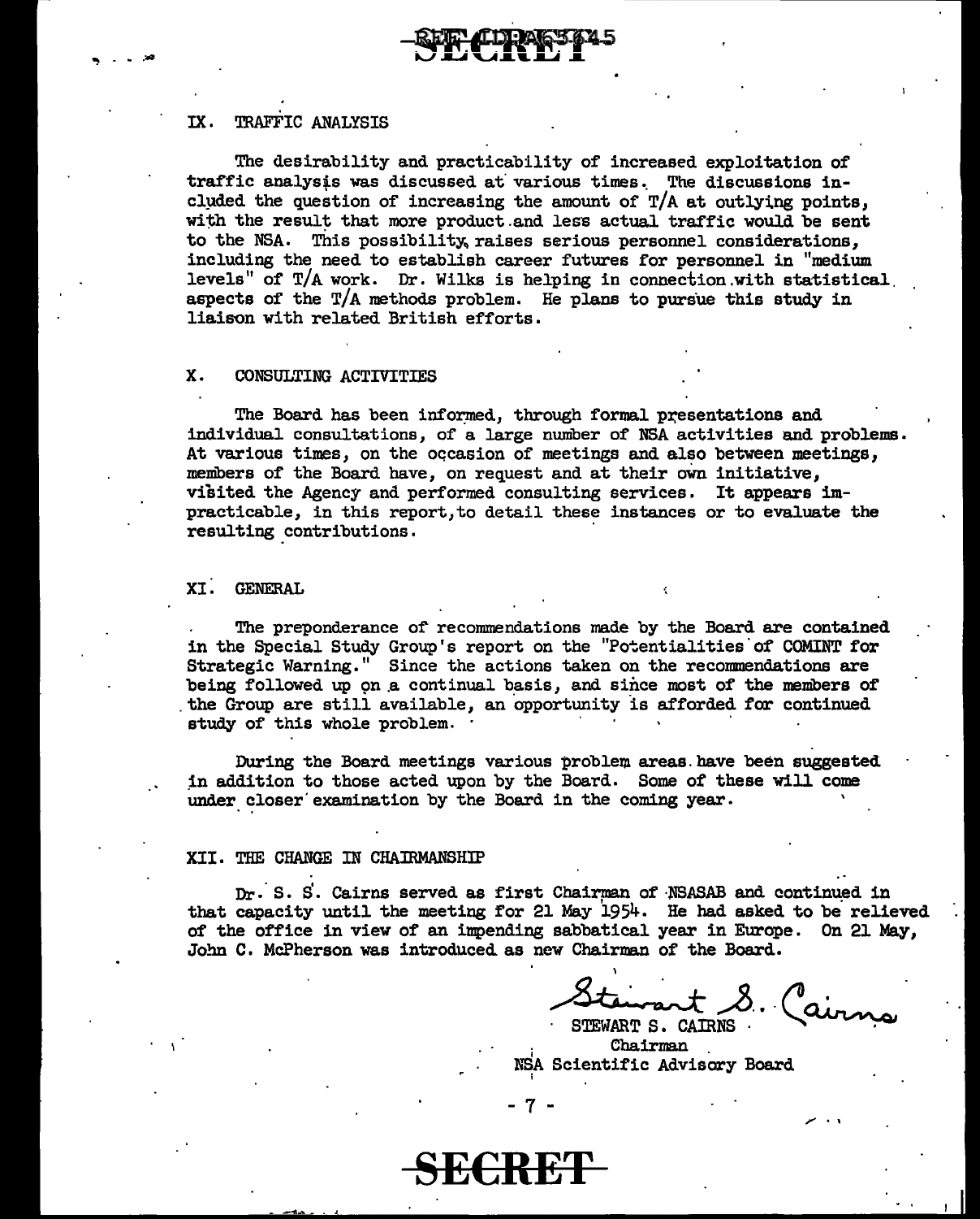## IX. TRAFFIC ANALYSIS

The desirability and practicability of increased exploitation of traffic analysis was discussed at various times. The discussions included the question of increasing the amount of T/A at outlying points, with the result that more product and less actual traffic would be sent to the NSA. This possibility raises serious personnel considerations, including the need to establish career futures for personnel in "medium levels" of T/A work. Dr. Wilks is helping in connection with statistical aspects of the T/A methods problem. He plans to pursue this study in liaison with related British efforts.

## X. CONSULTING ACTIVITIES

The Board has been informed, through formal presentations and individual consultations, of a large number of NSA activities and problems. At various times, on the occasion of meetings and also between meetings, members of the Board have, on request and at their own initiative, visited the Agency and performed consulting services. It appears impracticable, in this report, to detail these instances or to evaluate the resulting contributions.

## XI. GENERAL

The preponderance of recommendations made by the Board are contained in the Special Study Group's report on the "Potentialities of COMINT for Strategic Warning." Since the actions taken on the recommendations are being followed up on a continual basis, and since most of the members of the Group are still available, an opportunity is afforded for continued study of this whole problem.

During the Board meetings various problem areas have been suggested in addition to those acted upon by the Board. Some of these will come under closer examination by the Board in the coming year.

## XII. THE CHANGE IN CHAIRMANSHIP

Dr. S. S. Cairns served as first Chairman of NSASAB and continued in that capacity until the meeting for 21 May 1954. He had asked to be relieved of the office in view of an impending sabbatical year in Europe. On 21 May, John C. McPherson was introduced as new Chairman of the Board.

Stewart S. Cairns

STEWART S. CAIRNS
Chairman
NSA Scientific Advisory Board